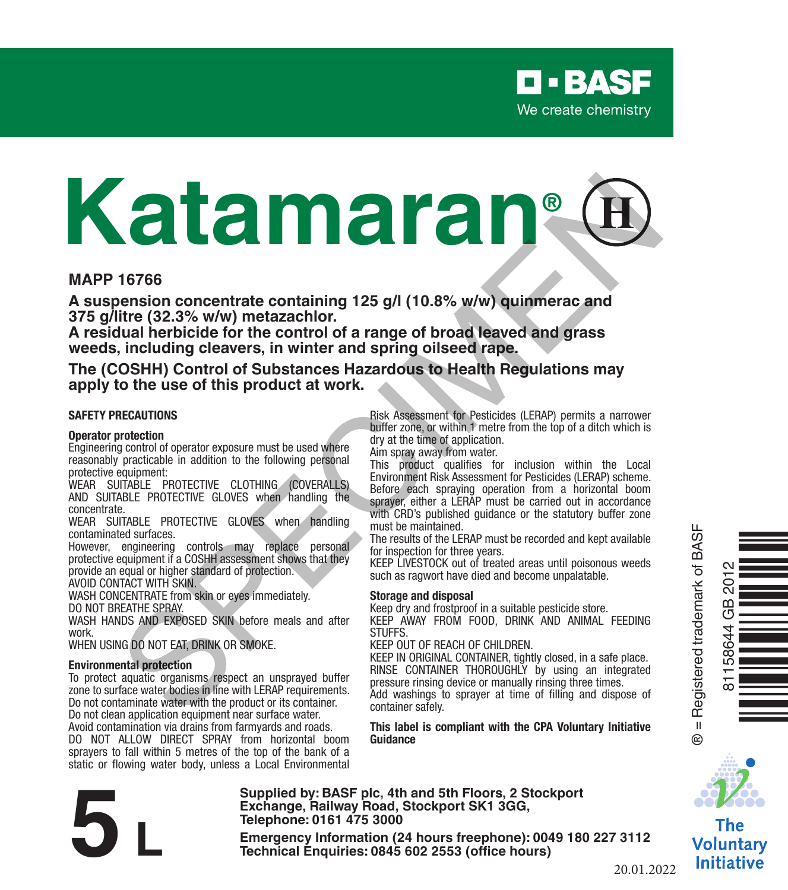**BASF**
We create chemistry

# Katamaran® (H)

**MAPP 16766**

**A suspension concentrate containing 125 g/l (10.8% w/w) quinmerac and 375 g/litre (32.3% w/w) metazachlor.**
**A residual herbicide for the control of a range of broad leaved and grass weeds, including cleavers, in winter and spring oilseed rape.**

**The (COSHH) Control of Substances Hazardous to Health Regulations may apply to the use of this product at work.**

## SAFETY PRECAUTIONS

### Operator protection

Engineering control of operator exposure must be used where reasonably practicable in addition to the following personal protective equipment:
WEAR SUITABLE PROTECTIVE CLOTHING (COVERALLS) AND SUITABLE PROTECTIVE GLOVES when handling the concentrate.
WEAR SUITABLE PROTECTIVE GLOVES when handling contaminated surfaces.
However, engineering controls may replace personal protective equipment if a COSHH assessment shows that they provide an equal or higher standard of protection.
AVOID CONTACT WITH SKIN.
WASH CONCENTRATE from skin or eyes immediately.
DO NOT BREATHE SPRAY.
WASH HANDS AND EXPOSED SKIN before meals and after work.
WHEN USING DO NOT EAT, DRINK OR SMOKE.

### Environmental protection

To protect aquatic organisms respect an unsprayed buffer zone to surface water bodies in line with LERAP requirements.
Do not contaminate water with the product or its container.
Do not clean application equipment near surface water.
Avoid contamination via drains from farmyards and roads.
DO NOT ALLOW DIRECT SPRAY from horizontal boom sprayers to fall within 5 metres of the top of the bank of a static or flowing water body, unless a Local Environmental Risk Assessment for Pesticides (LERAP) permits a narrower buffer zone, or within 1 metre from the top of a ditch which is dry at the time of application.
Aim spray away from water.
This product qualifies for inclusion within the Local Environment Risk Assessment for Pesticides (LERAP) scheme. Before each spraying operation from a horizontal boom sprayer, either a LERAP must be carried out in accordance with CRD's published guidance or the statutory buffer zone must be maintained.
The results of the LERAP must be recorded and kept available for inspection for three years.
KEEP LIVESTOCK out of treated areas until poisonous weeds such as ragwort have died and become unpalatable.

### Storage and disposal

Keep dry and frostproof in a suitable pesticide store.
KEEP AWAY FROM FOOD, DRINK AND ANIMAL FEEDING STUFFS.
KEEP OUT OF REACH OF CHILDREN.
KEEP IN ORIGINAL CONTAINER, tightly closed, in a safe place.
RINSE CONTAINER THOROUGHLY by using an integrated pressure rinsing device or manually rinsing three times.
Add washings to sprayer at time of filling and dispose of container safely.

**This label is compliant with the CPA Voluntary Initiative Guidance**

® = Registered trademark of BASF

81158644 GB 2012

# 5 L

**Supplied by: BASF plc, 4th and 5th Floors, 2 Stockport Exchange, Railway Road, Stockport SK1 3GG, Telephone: 0161 475 3000**

**Emergency Information (24 hours freephone): 0049 180 227 3112**
**Technical Enquiries: 0845 602 2553 (office hours)**

The Voluntary Initiative

20.01.2022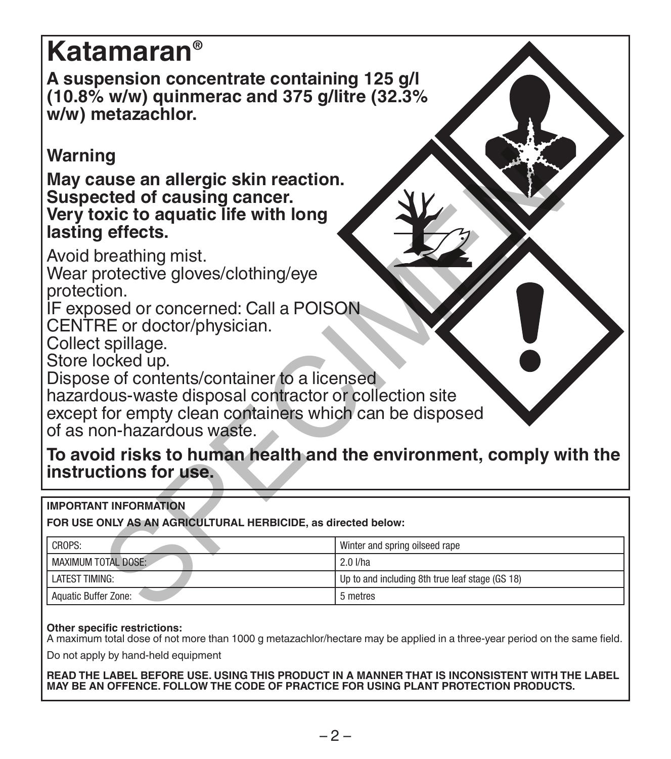# Katamaran®

**A suspension concentrate containing 125 g/l (10.8% w/w) quinmerac and 375 g/litre (32.3% w/w) metazachlor.**

## Warning

**May cause an allergic skin reaction.**
**Suspected of causing cancer.**
**Very toxic to aquatic life with long lasting effects.**

Avoid breathing mist.
Wear protective gloves/clothing/eye protection.
IF exposed or concerned: Call a POISON CENTRE or doctor/physician.
Collect spillage.
Store locked up.
Dispose of contents/container to a licensed hazardous-waste disposal contractor or collection site except for empty clean containers which can be disposed of as non-hazardous waste.

**To avoid risks to human health and the environment, comply with the instructions for use.**

**IMPORTANT INFORMATION**

**FOR USE ONLY AS AN AGRICULTURAL HERBICIDE, as directed below:**

| | |
|---|---|
| CROPS: | Winter and spring oilseed rape |
| MAXIMUM TOTAL DOSE: | 2.0 l/ha |
| LATEST TIMING: | Up to and including 8th true leaf stage (GS 18) |
| Aquatic Buffer Zone: | 5 metres |

**Other specific restrictions:**
A maximum total dose of not more than 1000 g metazachlor/hectare may be applied in a three-year period on the same field.

Do not apply by hand-held equipment

**READ THE LABEL BEFORE USE. USING THIS PRODUCT IN A MANNER THAT IS INCONSISTENT WITH THE LABEL MAY BE AN OFFENCE. FOLLOW THE CODE OF PRACTICE FOR USING PLANT PROTECTION PRODUCTS.**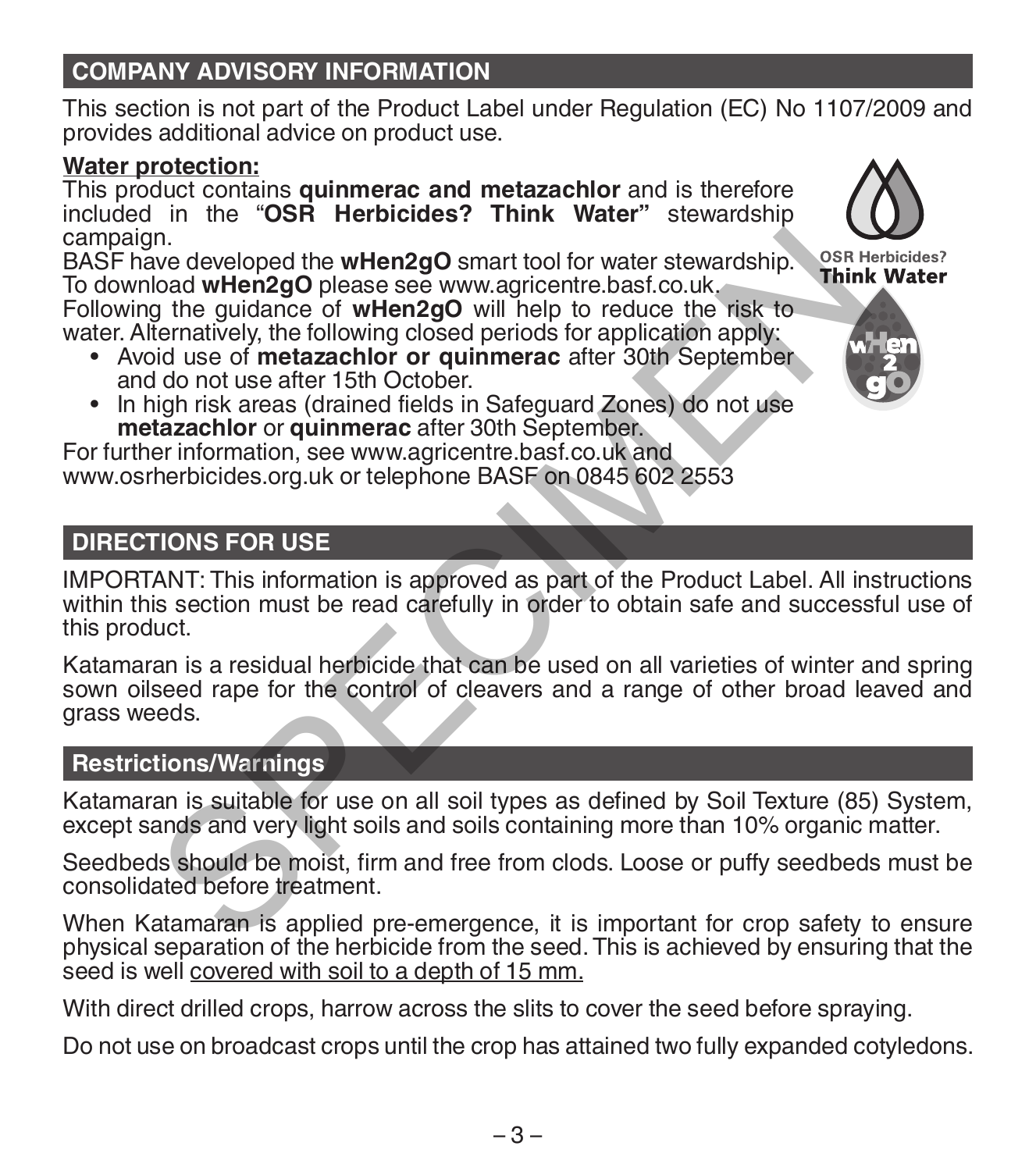## COMPANY ADVISORY INFORMATION

This section is not part of the Product Label under Regulation (EC) No 1107/2009 and provides additional advice on product use.

**Water protection:**

This product contains **quinmerac and metazachlor** and is therefore included in the "**OSR Herbicides? Think Water"** stewardship campaign.

BASF have developed the **wHen2gO** smart tool for water stewardship. To download **wHen2gO** please see www.agricentre.basf.co.uk.

Following the guidance of **wHen2gO** will help to reduce the risk to water. Alternatively, the following closed periods for application apply:

- Avoid use of **metazachlor or quinmerac** after 30th September and do not use after 15th October.
- In high risk areas (drained fields in Safeguard Zones) do not use **metazachlor** or **quinmerac** after 30th September.

For further information, see www.agricentre.basf.co.uk and www.osrherbicides.org.uk or telephone BASF on 0845 602 2553

OSR Herbicides? Think Water

## DIRECTIONS FOR USE

IMPORTANT: This information is approved as part of the Product Label. All instructions within this section must be read carefully in order to obtain safe and successful use of this product.

Katamaran is a residual herbicide that can be used on all varieties of winter and spring sown oilseed rape for the control of cleavers and a range of other broad leaved and grass weeds.

### Restrictions/Warnings

Katamaran is suitable for use on all soil types as defined by Soil Texture (85) System, except sands and very light soils and soils containing more than 10% organic matter.

Seedbeds should be moist, firm and free from clods. Loose or puffy seedbeds must be consolidated before treatment.

When Katamaran is applied pre-emergence, it is important for crop safety to ensure physical separation of the herbicide from the seed. This is achieved by ensuring that the seed is well covered with soil to a depth of 15 mm.

With direct drilled crops, harrow across the slits to cover the seed before spraying.

Do not use on broadcast crops until the crop has attained two fully expanded cotyledons.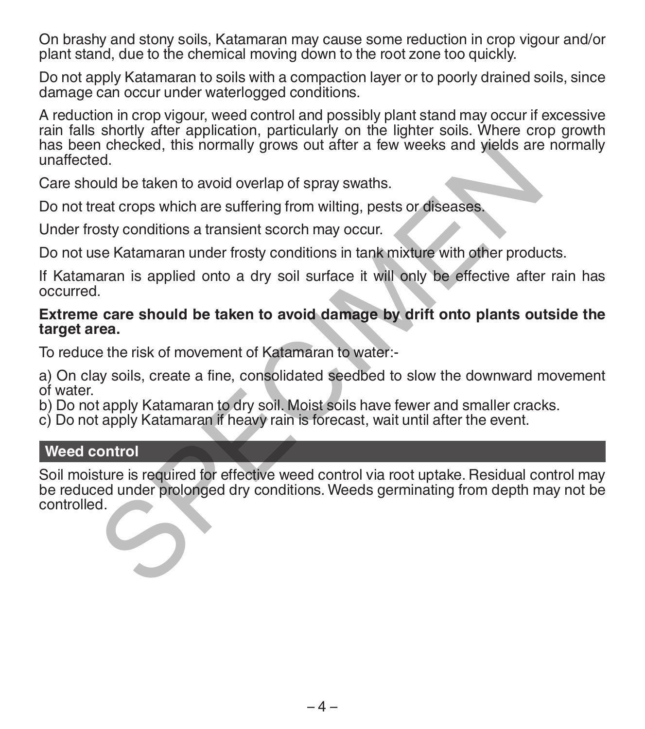On brashy and stony soils, Katamaran may cause some reduction in crop vigour and/or plant stand, due to the chemical moving down to the root zone too quickly.

Do not apply Katamaran to soils with a compaction layer or to poorly drained soils, since damage can occur under waterlogged conditions.

A reduction in crop vigour, weed control and possibly plant stand may occur if excessive rain falls shortly after application, particularly on the lighter soils. Where crop growth has been checked, this normally grows out after a few weeks and yields are normally unaffected.

Care should be taken to avoid overlap of spray swaths.

Do not treat crops which are suffering from wilting, pests or diseases.

Under frosty conditions a transient scorch may occur.

Do not use Katamaran under frosty conditions in tank mixture with other products.

If Katamaran is applied onto a dry soil surface it will only be effective after rain has occurred.

**Extreme care should be taken to avoid damage by drift onto plants outside the target area.**

To reduce the risk of movement of Katamaran to water:-

a) On clay soils, create a fine, consolidated seedbed to slow the downward movement of water.
b) Do not apply Katamaran to dry soil. Moist soils have fewer and smaller cracks.
c) Do not apply Katamaran if heavy rain is forecast, wait until after the event.

## Weed control

Soil moisture is required for effective weed control via root uptake. Residual control may be reduced under prolonged dry conditions. Weeds germinating from depth may not be controlled.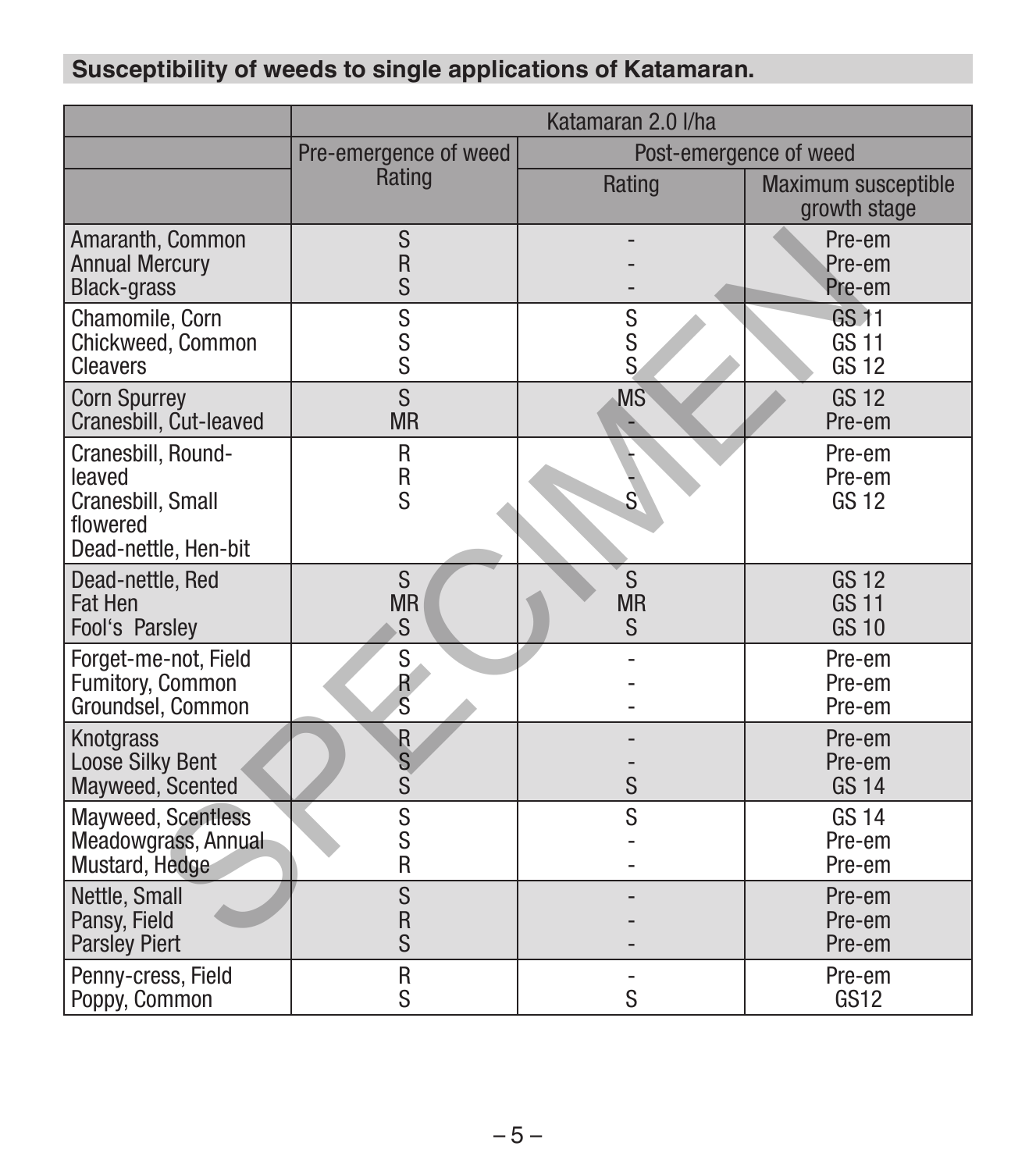## Susceptibility of weeds to single applications of Katamaran.

| | Katamaran 2.0 l/ha | | |
|---|---|---|---|
| | Pre-emergence of weed | Post-emergence of weed | |
| | Rating | Rating | Maximum susceptible growth stage |
| Amaranth, Common | S | - | Pre-em |
| Annual Mercury | R | - | Pre-em |
| Black-grass | S | - | Pre-em |
| Chamomile, Corn | S | S | GS 11 |
| Chickweed, Common | S | S | GS 11 |
| Cleavers | S | S | GS 12 |
| Corn Spurrey | S | MS | GS 12 |
| Cranesbill, Cut-leaved | MR | - | Pre-em |
| Cranesbill, Round-leaved | R | - | Pre-em |
| Cranesbill, Small flowered | R | - | Pre-em |
| Dead-nettle, Hen-bit | S | S | GS 12 |
| Dead-nettle, Red | S | S | GS 12 |
| Fat Hen | MR | MR | GS 11 |
| Fool's Parsley | S | S | GS 10 |
| Forget-me-not, Field | S | - | Pre-em |
| Fumitory, Common | R | - | Pre-em |
| Groundsel, Common | S | - | Pre-em |
| Knotgrass | R | - | Pre-em |
| Loose Silky Bent | S | - | Pre-em |
| Mayweed, Scented | S | S | GS 14 |
| Mayweed, Scentless | S | S | GS 14 |
| Meadowgrass, Annual | S | - | Pre-em |
| Mustard, Hedge | R | - | Pre-em |
| Nettle, Small | S | - | Pre-em |
| Pansy, Field | R | - | Pre-em |
| Parsley Piert | S | - | Pre-em |
| Penny-cress, Field | R | - | Pre-em |
| Poppy, Common | S | S | GS12 |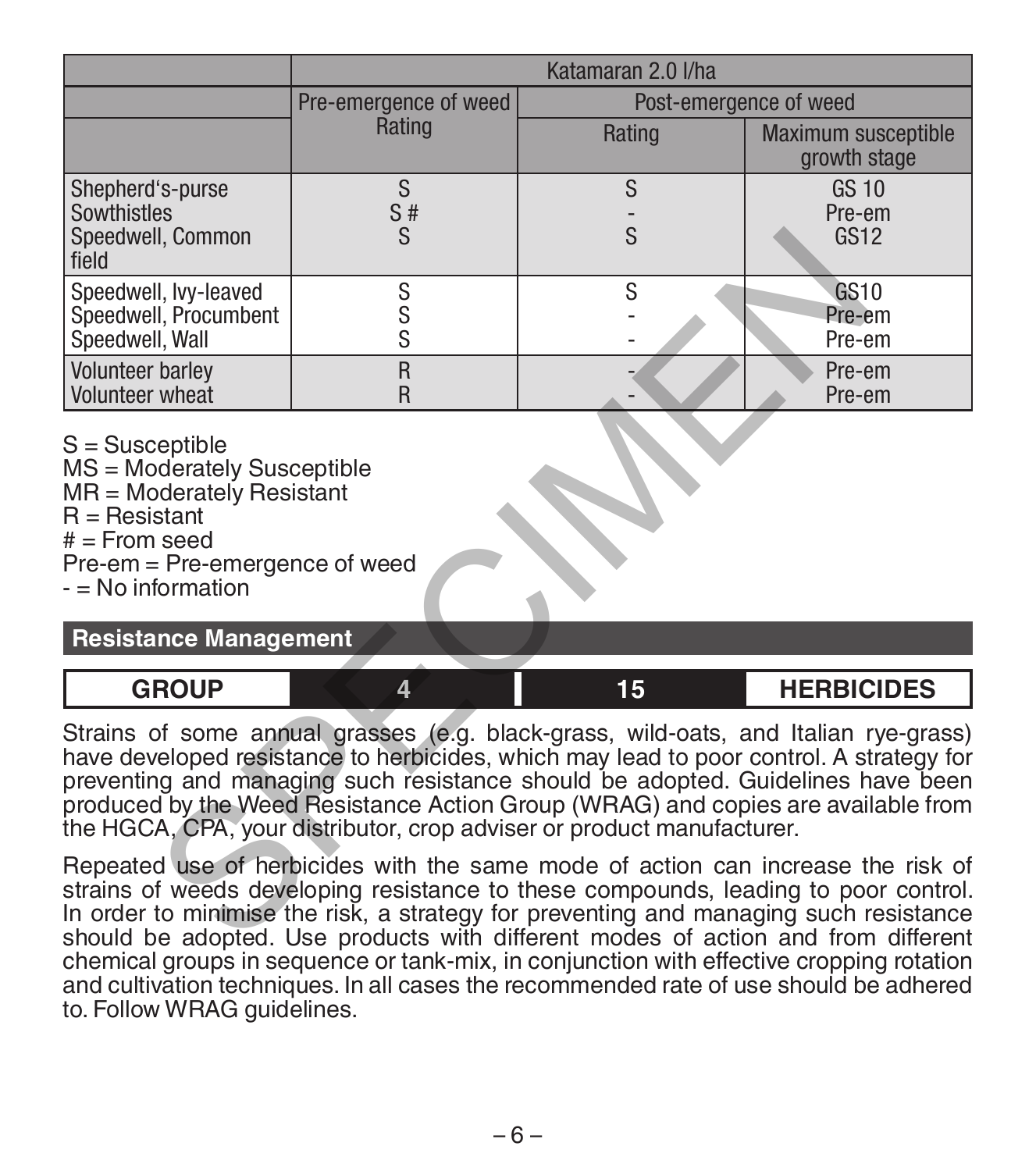| | Katamaran 2.0 l/ha | | |
|---|---|---|---|
| | Pre-emergence of weed | Post-emergence of weed | |
| | Rating | Rating | Maximum susceptible growth stage |
| Shepherd's-purse | S | S | GS 10 |
| Sowthistles | S # | - | Pre-em |
| Speedwell, Common field | S | S | GS12 |
| Speedwell, Ivy-leaved | S | S | GS10 |
| Speedwell, Procumbent | S | - | Pre-em |
| Speedwell, Wall | S | - | Pre-em |
| Volunteer barley | R | - | Pre-em |
| Volunteer wheat | R | - | Pre-em |

S = Susceptible
MS = Moderately Susceptible
MR = Moderately Resistant
R = Resistant
# = From seed
Pre-em = Pre-emergence of weed
- = No information

## Resistance Management

| GROUP | 4 | 15 | HERBICIDES |
|---|---|---|---|

Strains of some annual grasses (e.g. black-grass, wild-oats, and Italian rye-grass) have developed resistance to herbicides, which may lead to poor control. A strategy for preventing and managing such resistance should be adopted. Guidelines have been produced by the Weed Resistance Action Group (WRAG) and copies are available from the HGCA, CPA, your distributor, crop adviser or product manufacturer.

Repeated use of herbicides with the same mode of action can increase the risk of strains of weeds developing resistance to these compounds, leading to poor control. In order to minimise the risk, a strategy for preventing and managing such resistance should be adopted. Use products with different modes of action and from different chemical groups in sequence or tank-mix, in conjunction with effective cropping rotation and cultivation techniques. In all cases the recommended rate of use should be adhered to. Follow WRAG guidelines.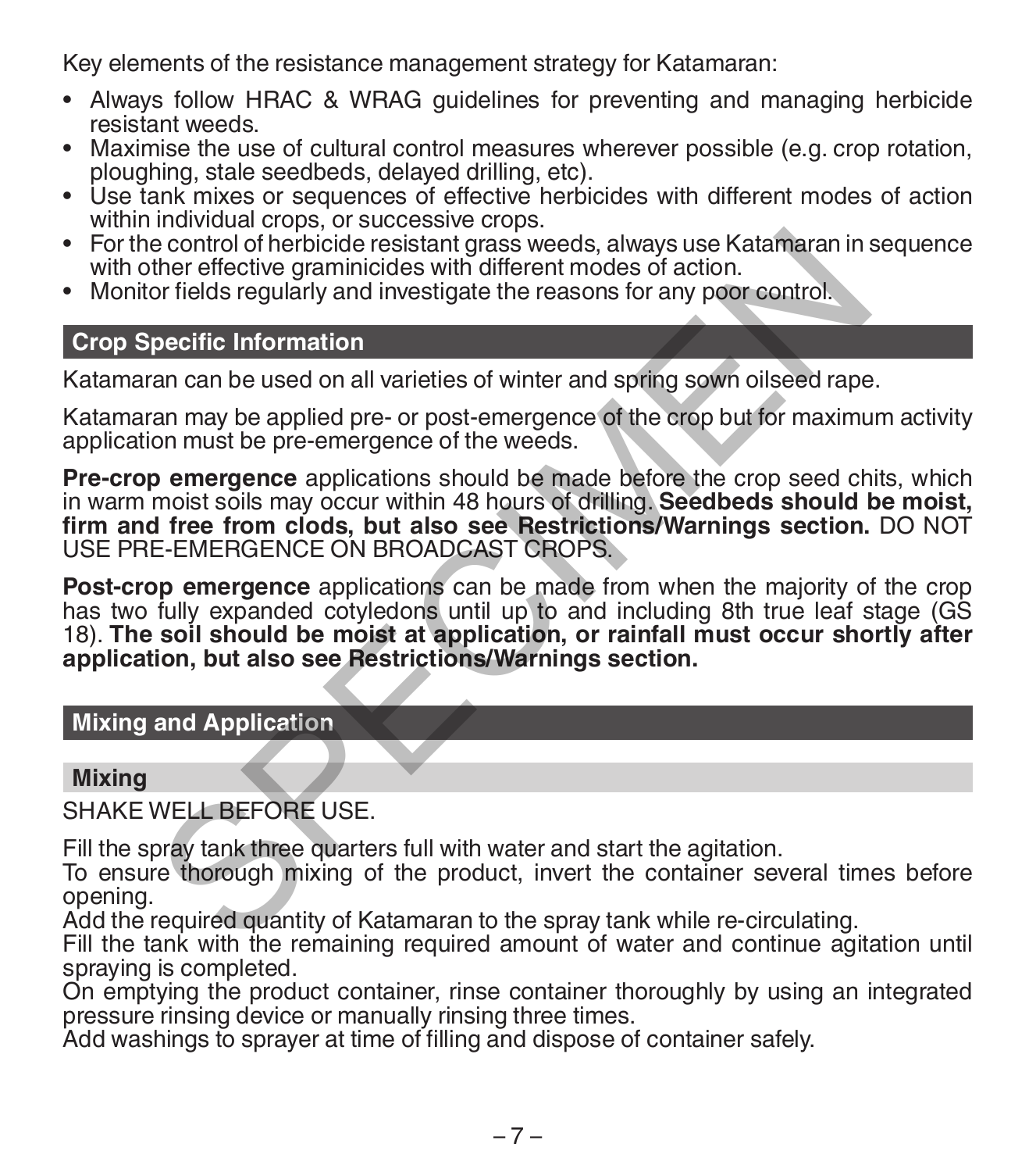Key elements of the resistance management strategy for Katamaran:

- Always follow HRAC & WRAG guidelines for preventing and managing herbicide resistant weeds.
- Maximise the use of cultural control measures wherever possible (e.g. crop rotation, ploughing, stale seedbeds, delayed drilling, etc).
- Use tank mixes or sequences of effective herbicides with different modes of action within individual crops, or successive crops.
- For the control of herbicide resistant grass weeds, always use Katamaran in sequence with other effective graminicides with different modes of action.
- Monitor fields regularly and investigate the reasons for any poor control.

## Crop Specific Information

Katamaran can be used on all varieties of winter and spring sown oilseed rape.

Katamaran may be applied pre- or post-emergence of the crop but for maximum activity application must be pre-emergence of the weeds.

**Pre-crop emergence** applications should be made before the crop seed chits, which in warm moist soils may occur within 48 hours of drilling. **Seedbeds should be moist, firm and free from clods, but also see Restrictions/Warnings section.** DO NOT USE PRE-EMERGENCE ON BROADCAST CROPS.

**Post-crop emergence** applications can be made from when the majority of the crop has two fully expanded cotyledons until up to and including 8th true leaf stage (GS 18). **The soil should be moist at application, or rainfall must occur shortly after application, but also see Restrictions/Warnings section.**

## Mixing and Application

### Mixing

SHAKE WELL BEFORE USE.

Fill the spray tank three quarters full with water and start the agitation.
To ensure thorough mixing of the product, invert the container several times before opening.
Add the required quantity of Katamaran to the spray tank while re-circulating.
Fill the tank with the remaining required amount of water and continue agitation until spraying is completed.
On emptying the product container, rinse container thoroughly by using an integrated pressure rinsing device or manually rinsing three times.
Add washings to sprayer at time of filling and dispose of container safely.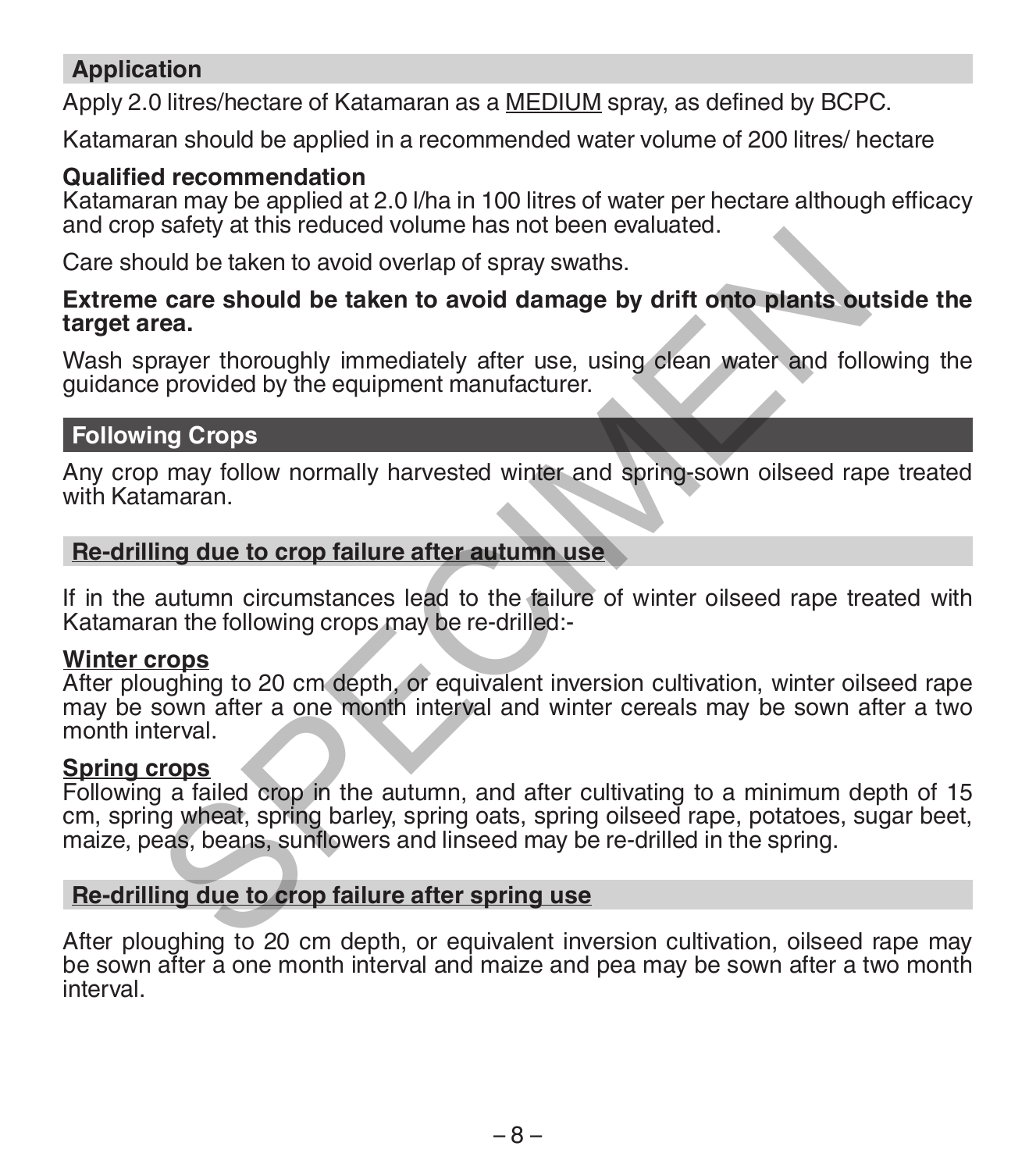## Application

Apply 2.0 litres/hectare of Katamaran as a MEDIUM spray, as defined by BCPC.

Katamaran should be applied in a recommended water volume of 200 litres/ hectare

**Qualified recommendation**
Katamaran may be applied at 2.0 l/ha in 100 litres of water per hectare although efficacy and crop safety at this reduced volume has not been evaluated.

Care should be taken to avoid overlap of spray swaths.

**Extreme care should be taken to avoid damage by drift onto plants outside the target area.**

Wash sprayer thoroughly immediately after use, using clean water and following the guidance provided by the equipment manufacturer.

## Following Crops

Any crop may follow normally harvested winter and spring-sown oilseed rape treated with Katamaran.

### Re-drilling due to crop failure after autumn use

If in the autumn circumstances lead to the failure of winter oilseed rape treated with Katamaran the following crops may be re-drilled:-

**Winter crops**
After ploughing to 20 cm depth, or equivalent inversion cultivation, winter oilseed rape may be sown after a one month interval and winter cereals may be sown after a two month interval.

**Spring crops**
Following a failed crop in the autumn, and after cultivating to a minimum depth of 15 cm, spring wheat, spring barley, spring oats, spring oilseed rape, potatoes, sugar beet, maize, peas, beans, sunflowers and linseed may be re-drilled in the spring.

### Re-drilling due to crop failure after spring use

After ploughing to 20 cm depth, or equivalent inversion cultivation, oilseed rape may be sown after a one month interval and maize and pea may be sown after a two month interval.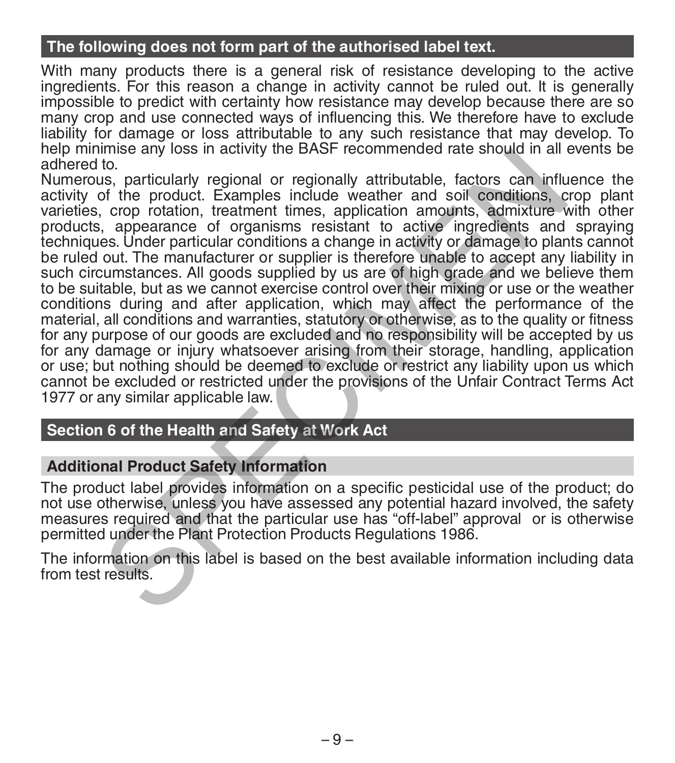## The following does not form part of the authorised label text.

With many products there is a general risk of resistance developing to the active ingredients. For this reason a change in activity cannot be ruled out. It is generally impossible to predict with certainty how resistance may develop because there are so many crop and use connected ways of influencing this. We therefore have to exclude liability for damage or loss attributable to any such resistance that may develop. To help minimise any loss in activity the BASF recommended rate should in all events be adhered to.

Numerous, particularly regional or regionally attributable, factors can influence the activity of the product. Examples include weather and soil conditions, crop plant varieties, crop rotation, treatment times, application amounts, admixture with other products, appearance of organisms resistant to active ingredients and spraying techniques. Under particular conditions a change in activity or damage to plants cannot be ruled out. The manufacturer or supplier is therefore unable to accept any liability in such circumstances. All goods supplied by us are of high grade and we believe them to be suitable, but as we cannot exercise control over their mixing or use or the weather conditions during and after application, which may affect the performance of the material, all conditions and warranties, statutory or otherwise, as to the quality or fitness for any purpose of our goods are excluded and no responsibility will be accepted by us for any damage or injury whatsoever arising from their storage, handling, application or use; but nothing should be deemed to exclude or restrict any liability upon us which cannot be excluded or restricted under the provisions of the Unfair Contract Terms Act 1977 or any similar applicable law.

## Section 6 of the Health and Safety at Work Act

### Additional Product Safety Information

The product label provides information on a specific pesticidal use of the product; do not use otherwise, unless you have assessed any potential hazard involved, the safety measures required and that the particular use has "off-label" approval or is otherwise permitted under the Plant Protection Products Regulations 1986.

The information on this label is based on the best available information including data from test results.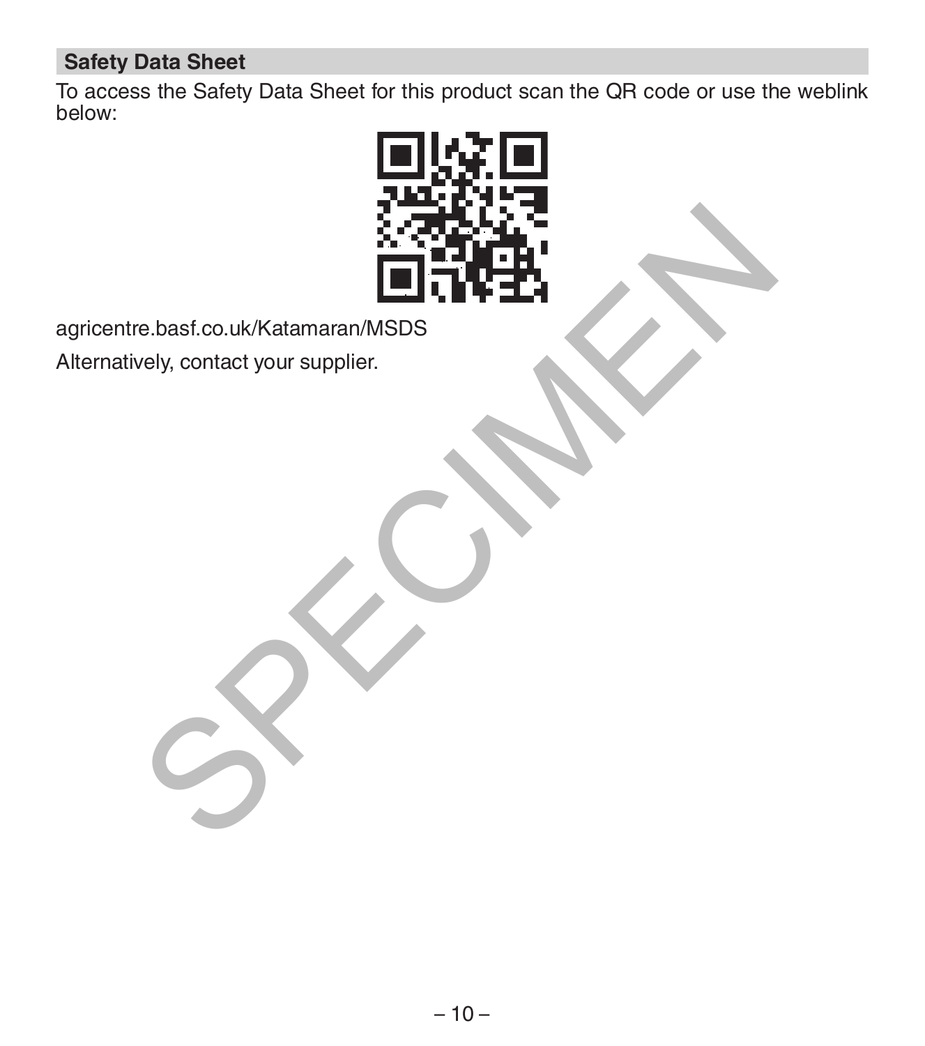## Safety Data Sheet

To access the Safety Data Sheet for this product scan the QR code or use the weblink below:

agricentre.basf.co.uk/Katamaran/MSDS

Alternatively, contact your supplier.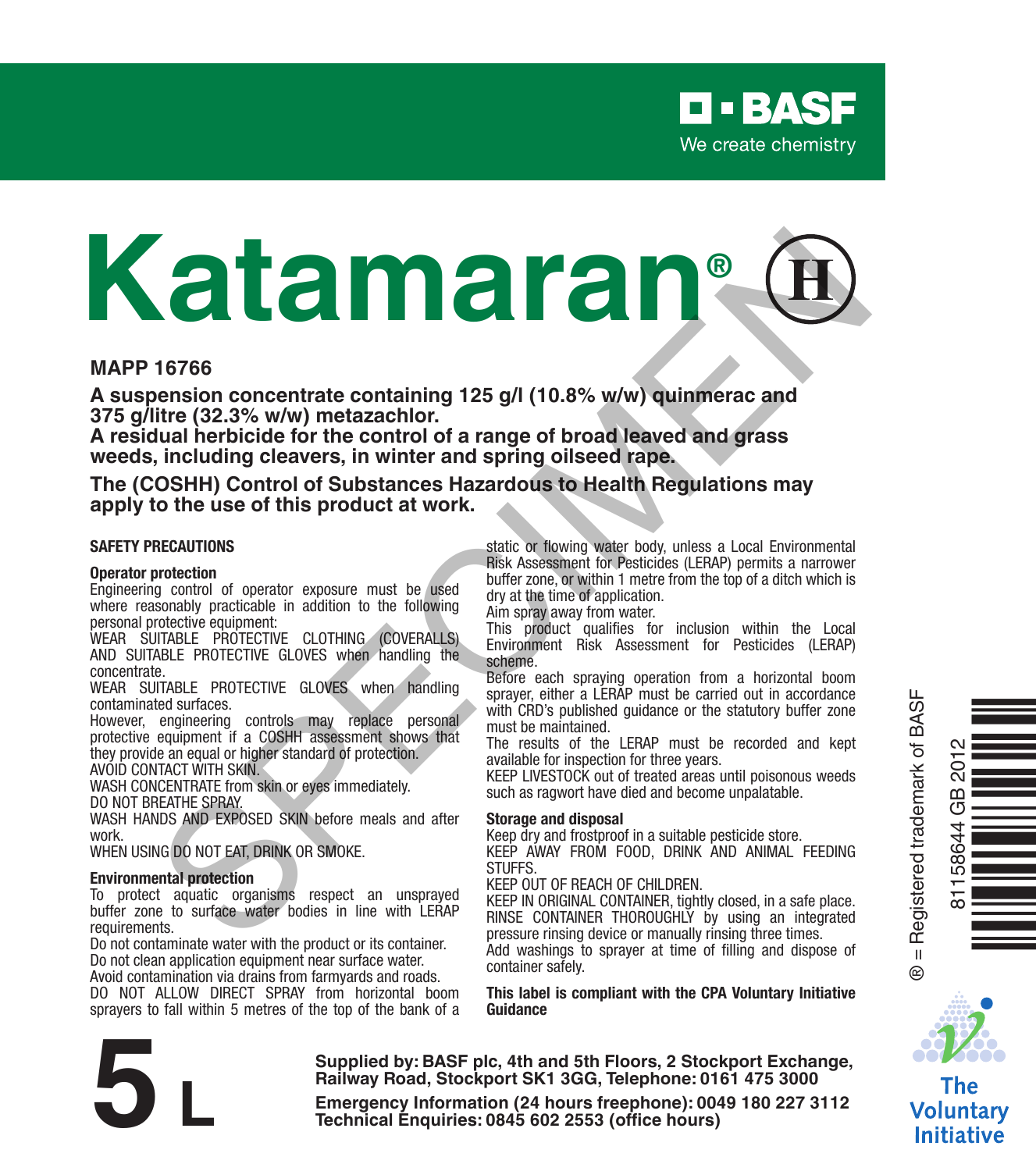BASF
We create chemistry

# Katamaran® (H)

**MAPP 16766**

**A suspension concentrate containing 125 g/l (10.8% w/w) quinmerac and 375 g/litre (32.3% w/w) metazachlor.**
**A residual herbicide for the control of a range of broad leaved and grass weeds, including cleavers, in winter and spring oilseed rape.**

**The (COSHH) Control of Substances Hazardous to Health Regulations may apply to the use of this product at work.**

## SAFETY PRECAUTIONS

### Operator protection

Engineering control of operator exposure must be used where reasonably practicable in addition to the following personal protective equipment:
WEAR SUITABLE PROTECTIVE CLOTHING (COVERALLS) AND SUITABLE PROTECTIVE GLOVES when handling the concentrate.
WEAR SUITABLE PROTECTIVE GLOVES when handling contaminated surfaces.
However, engineering controls may replace personal protective equipment if a COSHH assessment shows that they provide an equal or higher standard of protection.
AVOID CONTACT WITH SKIN.
WASH CONCENTRATE from skin or eyes immediately.
DO NOT BREATHE SPRAY.
WASH HANDS AND EXPOSED SKIN before meals and after work.
WHEN USING DO NOT EAT, DRINK OR SMOKE.

### Environmental protection

To protect aquatic organisms respect an unsprayed buffer zone to surface water bodies in line with LERAP requirements.
Do not contaminate water with the product or its container.
Do not clean application equipment near surface water.
Avoid contamination via drains from farmyards and roads.
DO NOT ALLOW DIRECT SPRAY from horizontal boom sprayers to fall within 5 metres of the top of the bank of a static or flowing water body, unless a Local Environmental Risk Assessment for Pesticides (LERAP) permits a narrower buffer zone, or within 1 metre from the top of a ditch which is dry at the time of application.
Aim spray away from water.
This product qualifies for inclusion within the Local Environment Risk Assessment for Pesticides (LERAP) scheme.
Before each spraying operation from a horizontal boom sprayer, either a LERAP must be carried out in accordance with CRD's published guidance or the statutory buffer zone must be maintained.
The results of the LERAP must be recorded and kept available for inspection for three years.
KEEP LIVESTOCK out of treated areas until poisonous weeds such as ragwort have died and become unpalatable.

### Storage and disposal

Keep dry and frostproof in a suitable pesticide store.
KEEP AWAY FROM FOOD, DRINK AND ANIMAL FEEDING STUFFS.
KEEP OUT OF REACH OF CHILDREN.
KEEP IN ORIGINAL CONTAINER, tightly closed, in a safe place.
RINSE CONTAINER THOROUGHLY by using an integrated pressure rinsing device or manually rinsing three times.
Add washings to sprayer at time of filling and dispose of container safely.

**This label is compliant with the CPA Voluntary Initiative Guidance**

® = Registered trademark of BASF

81158644 GB 2012

The Voluntary Initiative

**5 L**

**Supplied by: BASF plc, 4th and 5th Floors, 2 Stockport Exchange, Railway Road, Stockport SK1 3GG, Telephone: 0161 475 3000**

**Emergency Information (24 hours freephone): 0049 180 227 3112**
**Technical Enquiries: 0845 602 2553 (office hours)**